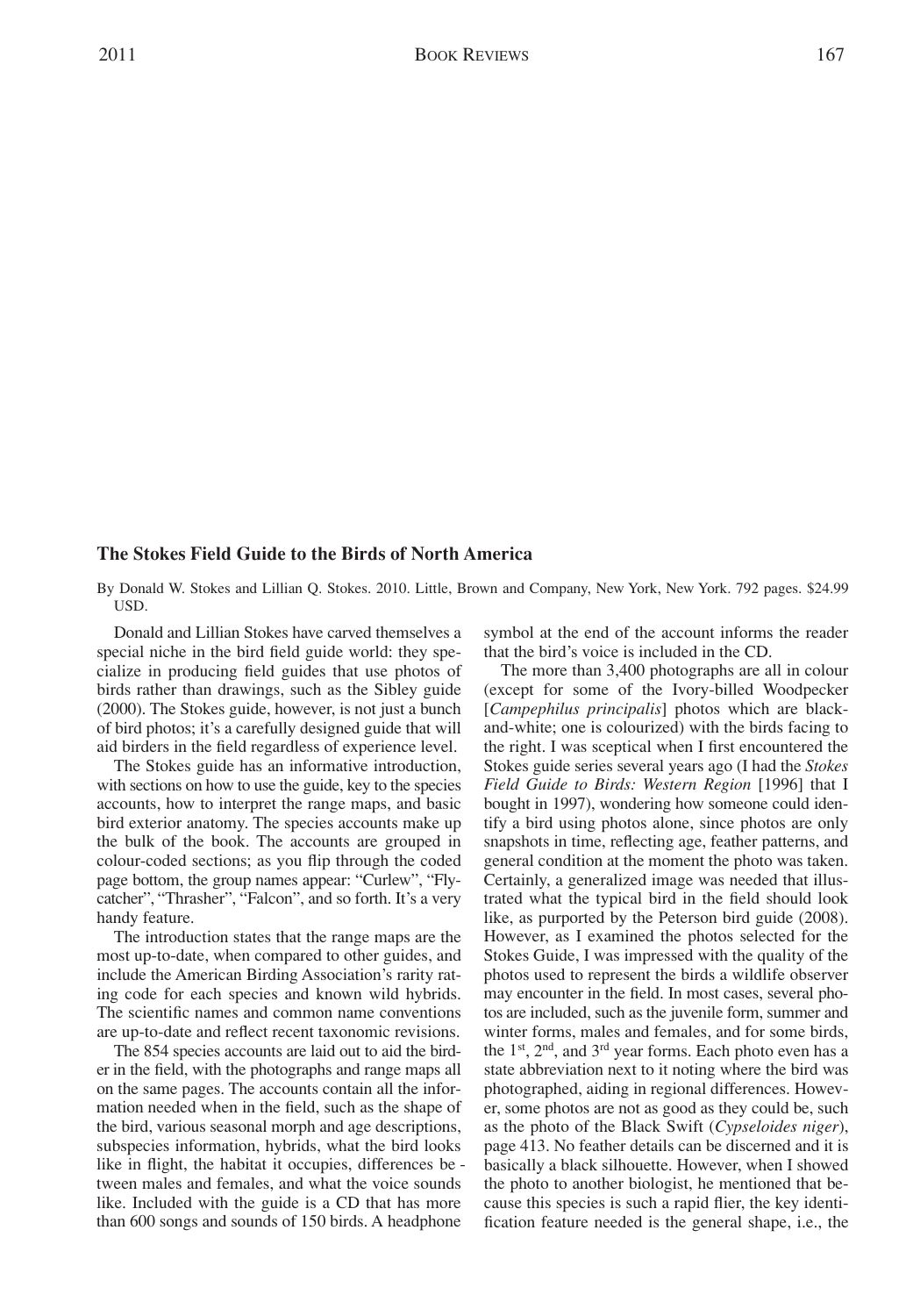## The Stokes Field Guide to the Birds of North America

By Donald W. Stokes and Lillian Q. Stokes. 2010. Little, Brown and Company, New York, New York. 792 pages. $24.99 USD.

Donald and Lillian Stokes have carved themselves a special niche in the bird field guide world: they specialize in producing field guides that use photos of birds rather than drawings, such as the Sibley guide (2000). The Stokes guide, however, is not just a bunch of bird photos; it's a carefully designed guide that will aid birders in the field regardless of experience level.

The Stokes guide has an informative introduction, with sections on how to use the guide, key to the species accounts, how to interpret the range maps, and basic bird exterior anatomy. The species accounts make up the bulk of the book. The accounts are grouped in colour-coded sections; as you flip through the coded page bottom, the group names appear: "Curlew", "Flycatcher", "Thrasher", "Falcon", and so forth. It's a very handy feature.

The introduction states that the range maps are the most up-to-date, when compared to other guides, and include the American Birding Association's rarity rating code for each species and known wild hybrids. The scientific names and common name conventions are up-to-date and reflect recent taxonomic revisions.

The 854 species accounts are laid out to aid the birder in the field, with the photographs and range maps all on the same pages. The accounts contain all the information needed when in the field, such as the shape of the bird, various seasonal morph and age descriptions, subspecies information, hybrids, what the bird looks like in flight, the habitat it occupies, differences between males and females, and what the voice sounds like. Included with the guide is a CD that has more than 600 songs and sounds of 150 birds. A headphone symbol at the end of the account informs the reader that the bird's voice is included in the CD.

The more than 3,400 photographs are all in colour (except for some of the Ivory-billed Woodpecker [*Campephilus principalis*] photos which are black-and-white; one is colourized) with the birds facing to the right. I was sceptical when I first encountered the Stokes guide series several years ago (I had the *Stokes Field Guide to Birds: Western Region* [1996] that I bought in 1997), wondering how someone could identify a bird using photos alone, since photos are only snapshots in time, reflecting age, feather patterns, and general condition at the moment the photo was taken. Certainly, a generalized image was needed that illustrated what the typical bird in the field should look like, as purported by the Peterson bird guide (2008). However, as I examined the photos selected for the Stokes Guide, I was impressed with the quality of the photos used to represent the birds a wildlife observer may encounter in the field. In most cases, several photos are included, such as the juvenile form, summer and winter forms, males and females, and for some birds, the 1st, 2nd, and 3rd year forms. Each photo even has a state abbreviation next to it noting where the bird was photographed, aiding in regional differences. However, some photos are not as good as they could be, such as the photo of the Black Swift (*Cypseloides niger*), page 413. No feather details can be discerned and it is basically a black silhouette. However, when I showed the photo to another biologist, he mentioned that because this species is such a rapid flier, the key identification feature needed is the general shape, i.e., the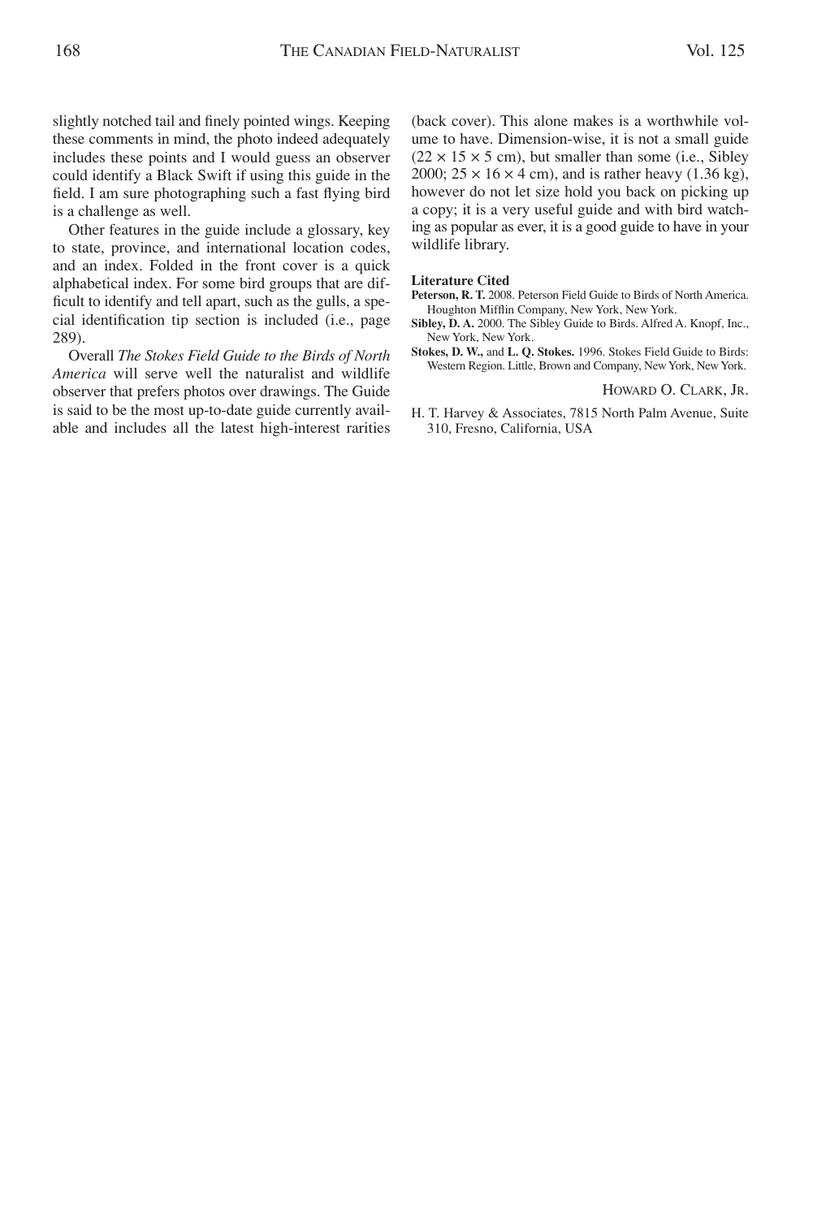slightly notched tail and finely pointed wings. Keeping these comments in mind, the photo indeed adequately includes these points and I would guess an observer could identify a Black Swift if using this guide in the field. I am sure photographing such a fast flying bird is a challenge as well.

Other features in the guide include a glossary, key to state, province, and international location codes, and an index. Folded in the front cover is a quick alphabetical index. For some bird groups that are difficult to identify and tell apart, such as the gulls, a special identification tip section is included (i.e., page 289).

Overall *The Stokes Field Guide to the Birds of North America* will serve well the naturalist and wildlife observer that prefers photos over drawings. The Guide is said to be the most up-to-date guide currently available and includes all the latest high-interest rarities (back cover). This alone makes is a worthwhile volume to have. Dimension-wise, it is not a small guide (22 × 15 × 5 cm), but smaller than some (i.e., Sibley 2000; 25 × 16 × 4 cm), and is rather heavy (1.36 kg), however do not let size hold you back on picking up a copy; it is a very useful guide and with bird watching as popular as ever, it is a good guide to have in your wildlife library.

**Literature Cited**

**Peterson, R. T.** 2008. Peterson Field Guide to Birds of North America. Houghton Mifflin Company, New York, New York.

**Sibley, D. A.** 2000. The Sibley Guide to Birds. Alfred A. Knopf, Inc., New York, New York.

**Stokes, D. W.,** and **L. Q. Stokes.** 1996. Stokes Field Guide to Birds: Western Region. Little, Brown and Company, New York, New York.

HOWARD O. CLARK, JR.

H. T. Harvey & Associates, 7815 North Palm Avenue, Suite 310, Fresno, California, USA